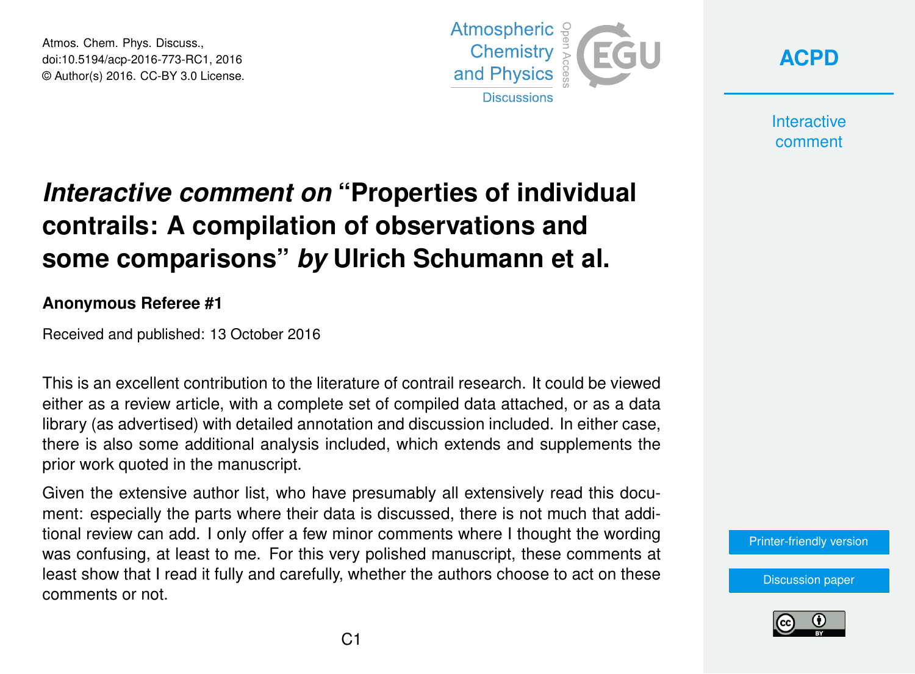Atmos. Chem. Phys. Discuss.,
doi:10.5194/acp-2016-773-RC1, 2016
© Author(s) 2016. CC-BY 3.0 License.

# *Interactive comment on* "Properties of individual contrails: A compilation of observations and some comparisons" *by* Ulrich Schumann et al.

**Anonymous Referee #1**

Received and published: 13 October 2016

This is an excellent contribution to the literature of contrail research. It could be viewed either as a review article, with a complete set of compiled data attached, or as a data library (as advertised) with detailed annotation and discussion included. In either case, there is also some additional analysis included, which extends and supplements the prior work quoted in the manuscript.

Given the extensive author list, who have presumably all extensively read this document: especially the parts where their data is discussed, there is not much that additional review can add. I only offer a few minor comments where I thought the wording was confusing, at least to me. For this very polished manuscript, these comments at least show that I read it fully and carefully, whether the authors choose to act on these comments or not.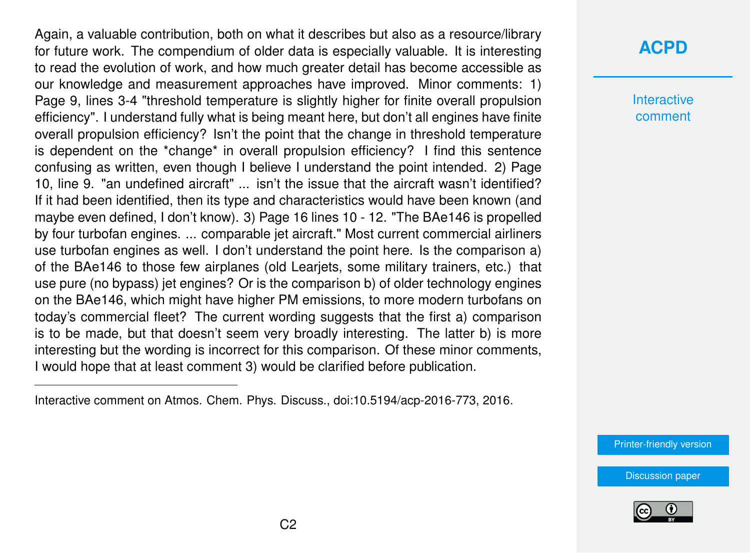Again, a valuable contribution, both on what it describes but also as a resource/library for future work. The compendium of older data is especially valuable. It is interesting to read the evolution of work, and how much greater detail has become accessible as our knowledge and measurement approaches have improved. Minor comments: 1) Page 9, lines 3-4 "threshold temperature is slightly higher for finite overall propulsion efficiency". I understand fully what is being meant here, but don't all engines have finite overall propulsion efficiency? Isn't the point that the change in threshold temperature is dependent on the *change* in overall propulsion efficiency? I find this sentence confusing as written, even though I believe I understand the point intended. 2) Page 10, line 9. "an undefined aircraft" ... isn't the issue that the aircraft wasn't identified? If it had been identified, then its type and characteristics would have been known (and maybe even defined, I don't know). 3) Page 16 lines 10 - 12. "The BAe146 is propelled by four turbofan engines. ... comparable jet aircraft." Most current commercial airliners use turbofan engines as well. I don't understand the point here. Is the comparison a) of the BAe146 to those few airplanes (old Learjets, some military trainers, etc.) that use pure (no bypass) jet engines? Or is the comparison b) of older technology engines on the BAe146, which might have higher PM emissions, to more modern turbofans on today's commercial fleet? The current wording suggests that the first a) comparison is to be made, but that doesn't seem very broadly interesting. The latter b) is more interesting but the wording is incorrect for this comparison. Of these minor comments, I would hope that at least comment 3) would be clarified before publication.

---

Interactive comment on Atmos. Chem. Phys. Discuss., doi:10.5194/acp-2016-773, 2016.